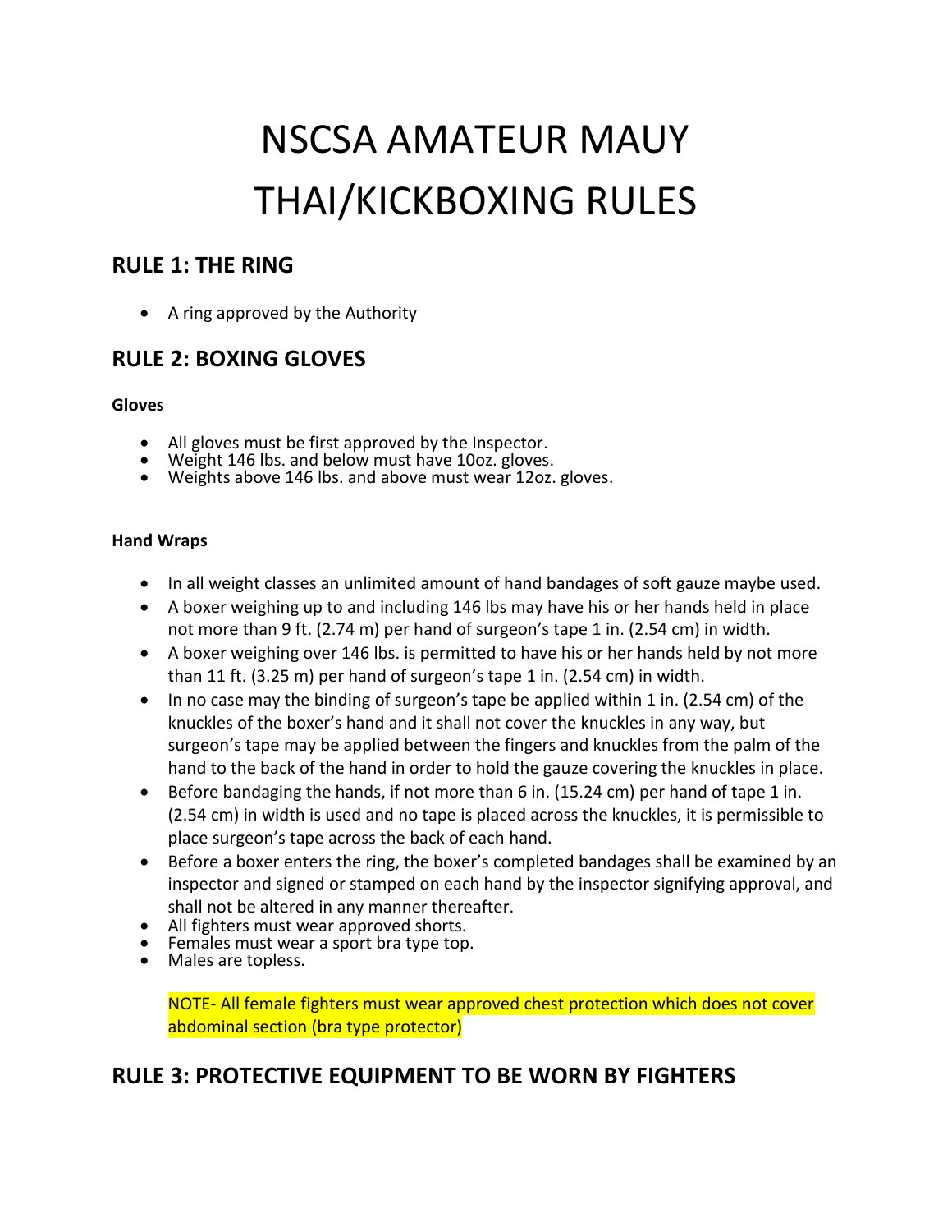# NSCSA AMATEUR MAUY THAI/KICKBOXING RULES

## RULE 1: THE RING

- A ring approved by the Authority

## RULE 2: BOXING GLOVES

**Gloves**

- All gloves must be first approved by the Inspector.
- Weight 146 lbs. and below must have 10oz. gloves.
- Weights above 146 lbs. and above must wear 12oz. gloves.

**Hand Wraps**

- In all weight classes an unlimited amount of hand bandages of soft gauze maybe used.
- A boxer weighing up to and including 146 lbs may have his or her hands held in place not more than 9 ft. (2.74 m) per hand of surgeon's tape 1 in. (2.54 cm) in width.
- A boxer weighing over 146 lbs. is permitted to have his or her hands held by not more than 11 ft. (3.25 m) per hand of surgeon's tape 1 in. (2.54 cm) in width.
- In no case may the binding of surgeon's tape be applied within 1 in. (2.54 cm) of the knuckles of the boxer's hand and it shall not cover the knuckles in any way, but surgeon's tape may be applied between the fingers and knuckles from the palm of the hand to the back of the hand in order to hold the gauze covering the knuckles in place.
- Before bandaging the hands, if not more than 6 in. (15.24 cm) per hand of tape 1 in. (2.54 cm) in width is used and no tape is placed across the knuckles, it is permissible to place surgeon's tape across the back of each hand.
- Before a boxer enters the ring, the boxer's completed bandages shall be examined by an inspector and signed or stamped on each hand by the inspector signifying approval, and shall not be altered in any manner thereafter.
- All fighters must wear approved shorts.
- Females must wear a sport bra type top.
- Males are topless.

  NOTE- All female fighters must wear approved chest protection which does not cover abdominal section (bra type protector)

## RULE 3: PROTECTIVE EQUIPMENT TO BE WORN BY FIGHTERS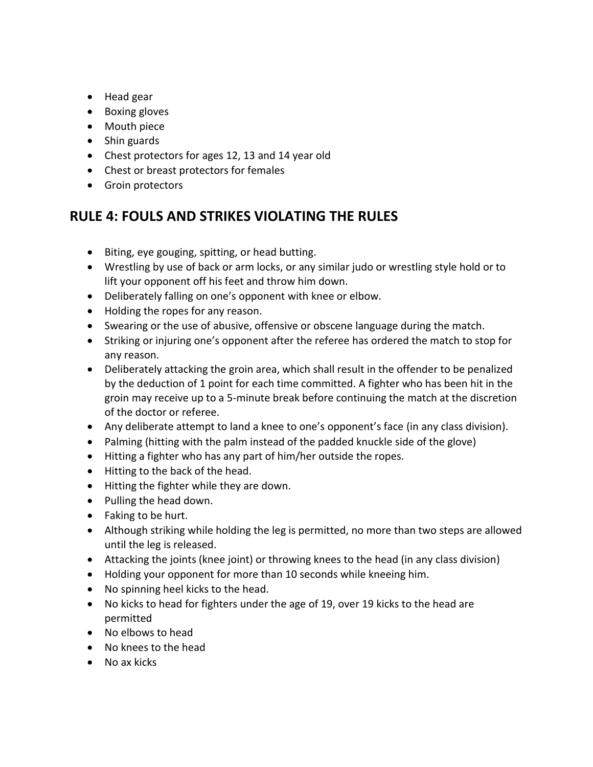- Head gear
- Boxing gloves
- Mouth piece
- Shin guards
- Chest protectors for ages 12, 13 and 14 year old
- Chest or breast protectors for females
- Groin protectors

## RULE 4: FOULS AND STRIKES VIOLATING THE RULES

- Biting, eye gouging, spitting, or head butting.
- Wrestling by use of back or arm locks, or any similar judo or wrestling style hold or to lift your opponent off his feet and throw him down.
- Deliberately falling on one's opponent with knee or elbow.
- Holding the ropes for any reason.
- Swearing or the use of abusive, offensive or obscene language during the match.
- Striking or injuring one's opponent after the referee has ordered the match to stop for any reason.
- Deliberately attacking the groin area, which shall result in the offender to be penalized by the deduction of 1 point for each time committed. A fighter who has been hit in the groin may receive up to a 5-minute break before continuing the match at the discretion of the doctor or referee.
- Any deliberate attempt to land a knee to one's opponent's face (in any class division).
- Palming (hitting with the palm instead of the padded knuckle side of the glove)
- Hitting a fighter who has any part of him/her outside the ropes.
- Hitting to the back of the head.
- Hitting the fighter while they are down.
- Pulling the head down.
- Faking to be hurt.
- Although striking while holding the leg is permitted, no more than two steps are allowed until the leg is released.
- Attacking the joints (knee joint) or throwing knees to the head (in any class division)
- Holding your opponent for more than 10 seconds while kneeing him.
- No spinning heel kicks to the head.
- No kicks to head for fighters under the age of 19, over 19 kicks to the head are permitted
- No elbows to head
- No knees to the head
- No ax kicks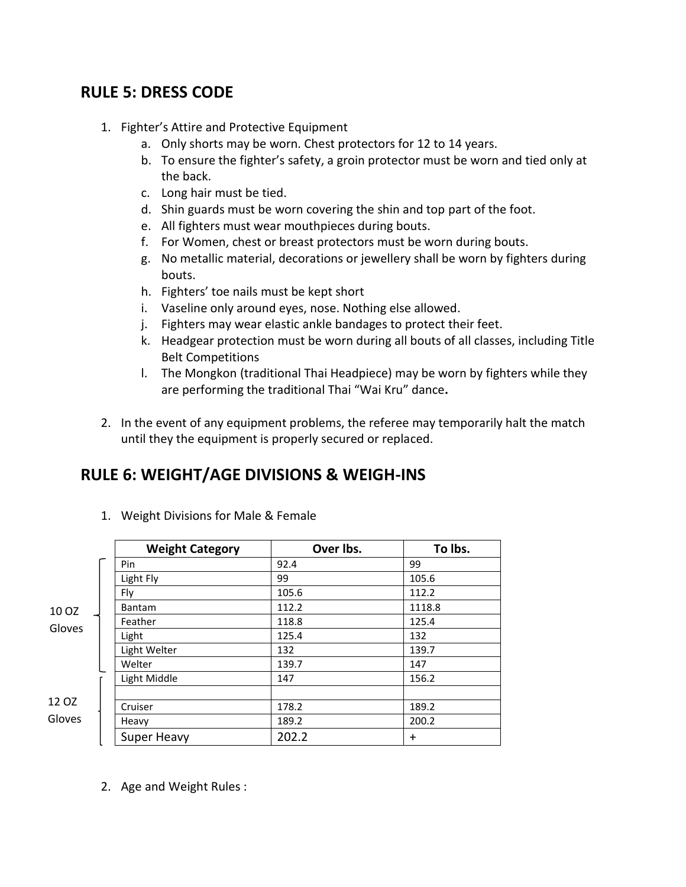## RULE 5: DRESS CODE

1. Fighter's Attire and Protective Equipment
   a. Only shorts may be worn. Chest protectors for 12 to 14 years.
   b. To ensure the fighter's safety, a groin protector must be worn and tied only at the back.
   c. Long hair must be tied.
   d. Shin guards must be worn covering the shin and top part of the foot.
   e. All fighters must wear mouthpieces during bouts.
   f. For Women, chest or breast protectors must be worn during bouts.
   g. No metallic material, decorations or jewellery shall be worn by fighters during bouts.
   h. Fighters' toe nails must be kept short
   i. Vaseline only around eyes, nose. Nothing else allowed.
   j. Fighters may wear elastic ankle bandages to protect their feet.
   k. Headgear protection must be worn during all bouts of all classes, including Title Belt Competitions
   l. The Mongkon (traditional Thai Headpiece) may be worn by fighters while they are performing the traditional Thai "Wai Kru" dance**.**

2. In the event of any equipment problems, the referee may temporarily halt the match until they the equipment is properly secured or replaced.

## RULE 6: WEIGHT/AGE DIVISIONS & WEIGH-INS

1. Weight Divisions for Male & Female

| Gloves | Weight Category | Over lbs. | To lbs. |
|---|---|---|---|
| 10 OZ Gloves | Pin | 92.4 | 99 |
| | Light Fly | 99 | 105.6 |
| | Fly | 105.6 | 112.2 |
| | Bantam | 112.2 | 1118.8 |
| | Feather | 118.8 | 125.4 |
| | Light | 125.4 | 132 |
| | Light Welter | 132 | 139.7 |
| | Welter | 139.7 | 147 |
| 12 OZ Gloves | Light Middle | 147 | 156.2 |
| | | | |
| | Cruiser | 178.2 | 189.2 |
| | Heavy | 189.2 | 200.2 |
| | Super Heavy | 202.2 | + |

2. Age and Weight Rules :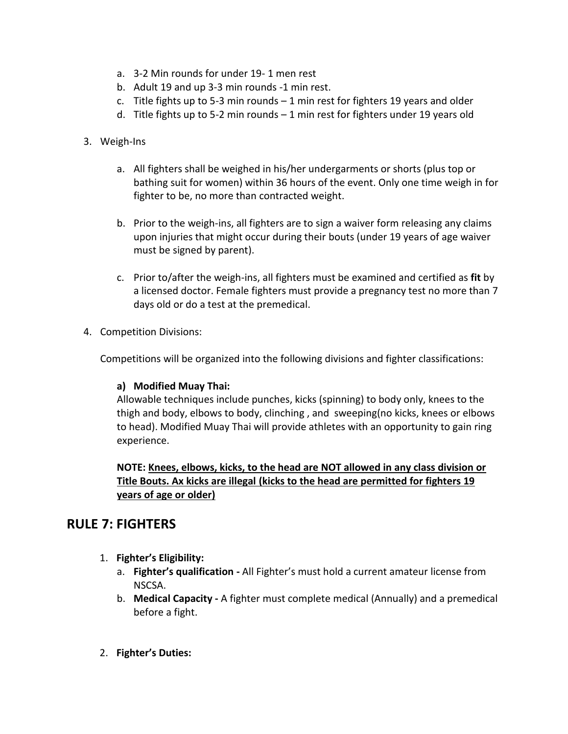a. 3-2 Min rounds for under 19- 1 men rest
b. Adult 19 and up 3-3 min rounds -1 min rest.
c. Title fights up to 5-3 min rounds – 1 min rest for fighters 19 years and older
d. Title fights up to 5-2 min rounds – 1 min rest for fighters under 19 years old

3. Weigh-Ins

   a. All fighters shall be weighed in his/her undergarments or shorts (plus top or bathing suit for women) within 36 hours of the event. Only one time weigh in for fighter to be, no more than contracted weight.

   b. Prior to the weigh-ins, all fighters are to sign a waiver form releasing any claims upon injuries that might occur during their bouts (under 19 years of age waiver must be signed by parent).

   c. Prior to/after the weigh-ins, all fighters must be examined and certified as **fit** by a licensed doctor. Female fighters must provide a pregnancy test no more than 7 days old or do a test at the premedical.

4. Competition Divisions:

   Competitions will be organized into the following divisions and fighter classifications:

   **a) Modified Muay Thai:**
   Allowable techniques include punches, kicks (spinning) to body only, knees to the thigh and body, elbows to body, clinching , and sweeping(no kicks, knees or elbows to head). Modified Muay Thai will provide athletes with an opportunity to gain ring experience.

   **NOTE: Knees, elbows, kicks, to the head are NOT allowed in any class division or Title Bouts. Ax kicks are illegal (kicks to the head are permitted for fighters 19 years of age or older)**

## RULE 7: FIGHTERS

1. **Fighter's Eligibility:**
   a. **Fighter's qualification -** All Fighter's must hold a current amateur license from NSCSA.
   b. **Medical Capacity -** A fighter must complete medical (Annually) and a premedical before a fight.

2. **Fighter's Duties:**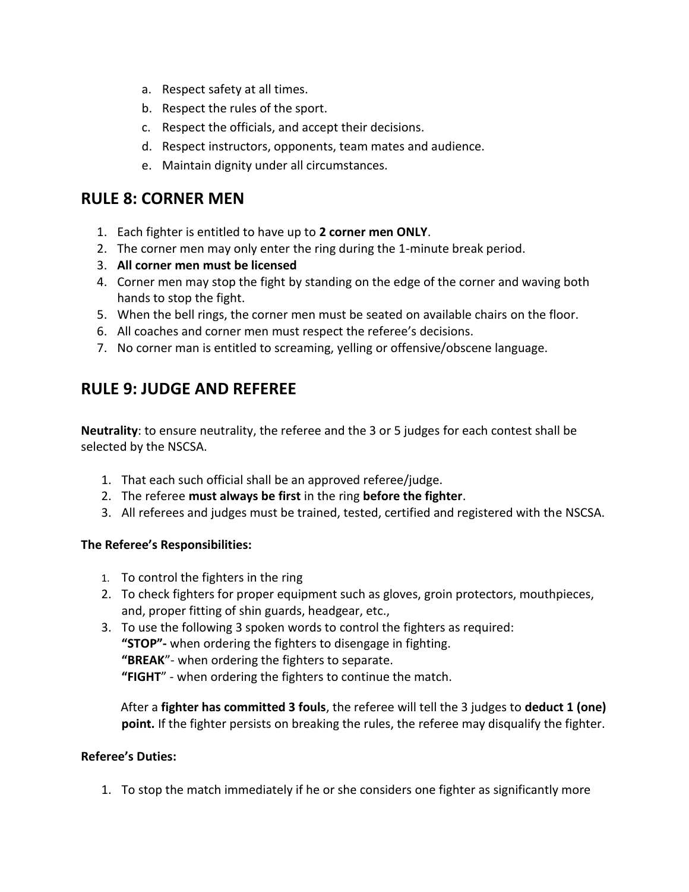a. Respect safety at all times.
b. Respect the rules of the sport.
c. Respect the officials, and accept their decisions.
d. Respect instructors, opponents, team mates and audience.
e. Maintain dignity under all circumstances.

## RULE 8: CORNER MEN

1. Each fighter is entitled to have up to **2 corner men ONLY**.
2. The corner men may only enter the ring during the 1-minute break period.
3. **All corner men must be licensed**
4. Corner men may stop the fight by standing on the edge of the corner and waving both hands to stop the fight.
5. When the bell rings, the corner men must be seated on available chairs on the floor.
6. All coaches and corner men must respect the referee's decisions.
7. No corner man is entitled to screaming, yelling or offensive/obscene language.

## RULE 9: JUDGE AND REFEREE

**Neutrality**: to ensure neutrality, the referee and the 3 or 5 judges for each contest shall be selected by the NSCSA.

1. That each such official shall be an approved referee/judge.
2. The referee **must always be first** in the ring **before the fighter**.
3. All referees and judges must be trained, tested, certified and registered with the NSCSA.

**The Referee's Responsibilities:**

1. To control the fighters in the ring
2. To check fighters for proper equipment such as gloves, groin protectors, mouthpieces, and, proper fitting of shin guards, headgear, etc.,
3. To use the following 3 spoken words to control the fighters as required:
   **"STOP"-** when ordering the fighters to disengage in fighting.
   **"BREAK"**- when ordering the fighters to separate.
   **"FIGHT"** - when ordering the fighters to continue the match.

   After a **fighter has committed 3 fouls**, the referee will tell the 3 judges to **deduct 1 (one) point.** If the fighter persists on breaking the rules, the referee may disqualify the fighter.

**Referee's Duties:**

1. To stop the match immediately if he or she considers one fighter as significantly more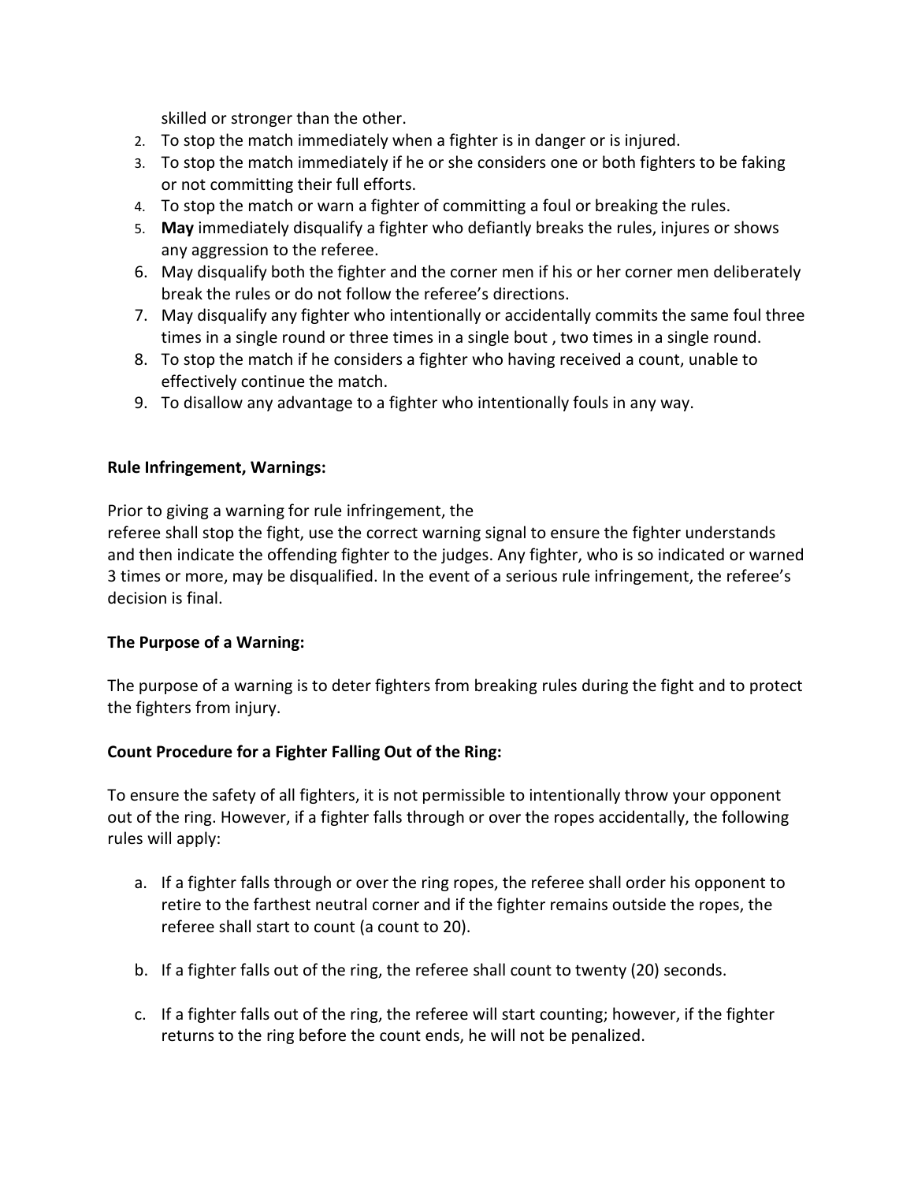skilled or stronger than the other.

2. To stop the match immediately when a fighter is in danger or is injured.
3. To stop the match immediately if he or she considers one or both fighters to be faking or not committing their full efforts.
4. To stop the match or warn a fighter of committing a foul or breaking the rules.
5. **May** immediately disqualify a fighter who defiantly breaks the rules, injures or shows any aggression to the referee.
6. May disqualify both the fighter and the corner men if his or her corner men deliberately break the rules or do not follow the referee's directions.
7. May disqualify any fighter who intentionally or accidentally commits the same foul three times in a single round or three times in a single bout , two times in a single round.
8. To stop the match if he considers a fighter who having received a count, unable to effectively continue the match.
9. To disallow any advantage to a fighter who intentionally fouls in any way.

**Rule Infringement, Warnings:**

Prior to giving a warning for rule infringement, the referee shall stop the fight, use the correct warning signal to ensure the fighter understands and then indicate the offending fighter to the judges. Any fighter, who is so indicated or warned 3 times or more, may be disqualified. In the event of a serious rule infringement, the referee's decision is final.

**The Purpose of a Warning:**

The purpose of a warning is to deter fighters from breaking rules during the fight and to protect the fighters from injury.

**Count Procedure for a Fighter Falling Out of the Ring:**

To ensure the safety of all fighters, it is not permissible to intentionally throw your opponent out of the ring. However, if a fighter falls through or over the ropes accidentally, the following rules will apply:

a. If a fighter falls through or over the ring ropes, the referee shall order his opponent to retire to the farthest neutral corner and if the fighter remains outside the ropes, the referee shall start to count (a count to 20).

b. If a fighter falls out of the ring, the referee shall count to twenty (20) seconds.

c. If a fighter falls out of the ring, the referee will start counting; however, if the fighter returns to the ring before the count ends, he will not be penalized.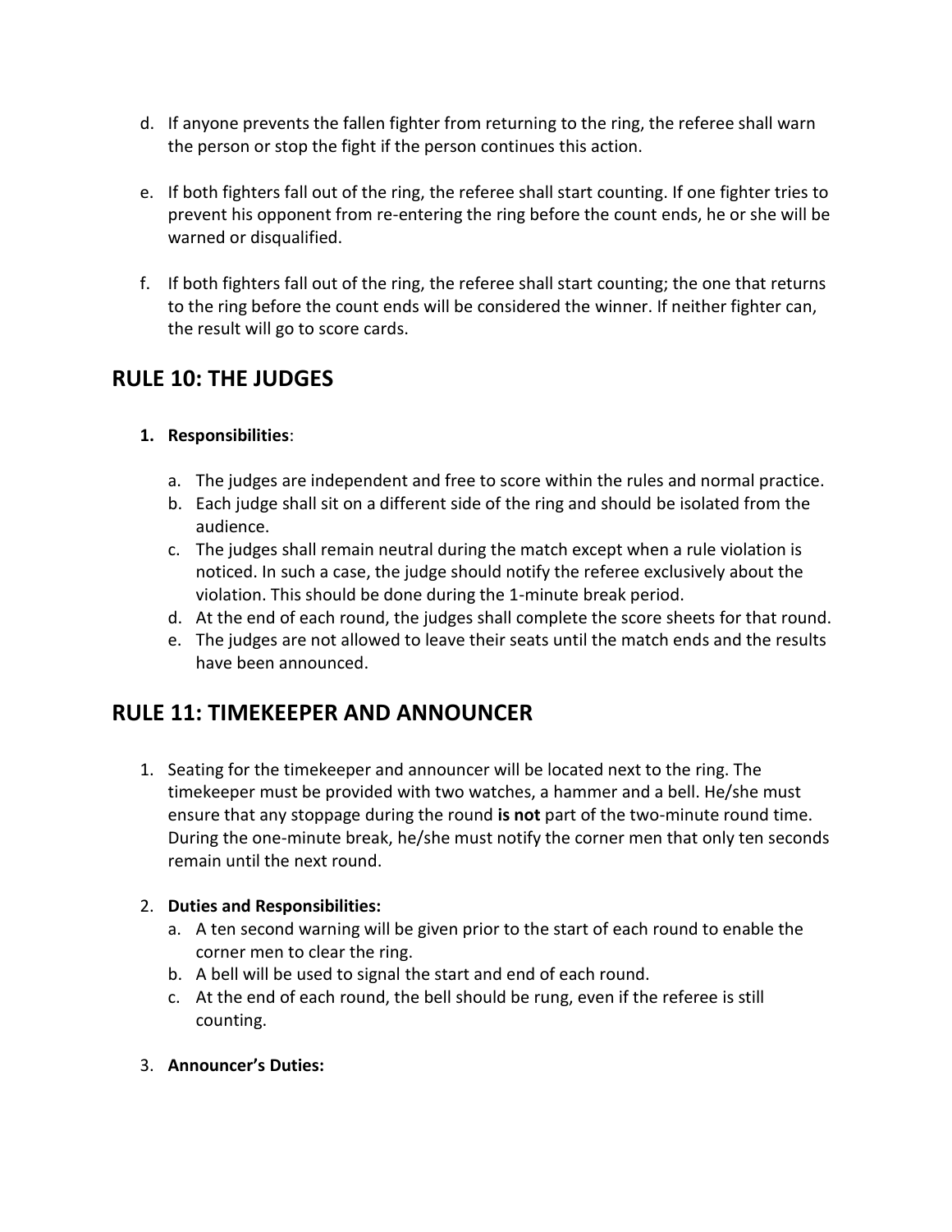d. If anyone prevents the fallen fighter from returning to the ring, the referee shall warn the person or stop the fight if the person continues this action.

e. If both fighters fall out of the ring, the referee shall start counting. If one fighter tries to prevent his opponent from re-entering the ring before the count ends, he or she will be warned or disqualified.

f. If both fighters fall out of the ring, the referee shall start counting; the one that returns to the ring before the count ends will be considered the winner. If neither fighter can, the result will go to score cards.

## RULE 10: THE JUDGES

1. **Responsibilities**:

   a. The judges are independent and free to score within the rules and normal practice.
   b. Each judge shall sit on a different side of the ring and should be isolated from the audience.
   c. The judges shall remain neutral during the match except when a rule violation is noticed. In such a case, the judge should notify the referee exclusively about the violation. This should be done during the 1-minute break period.
   d. At the end of each round, the judges shall complete the score sheets for that round.
   e. The judges are not allowed to leave their seats until the match ends and the results have been announced.

## RULE 11: TIMEKEEPER AND ANNOUNCER

1. Seating for the timekeeper and announcer will be located next to the ring. The timekeeper must be provided with two watches, a hammer and a bell. He/she must ensure that any stoppage during the round **is not** part of the two-minute round time. During the one-minute break, he/she must notify the corner men that only ten seconds remain until the next round.

2. **Duties and Responsibilities:**
   a. A ten second warning will be given prior to the start of each round to enable the corner men to clear the ring.
   b. A bell will be used to signal the start and end of each round.
   c. At the end of each round, the bell should be rung, even if the referee is still counting.

3. **Announcer's Duties:**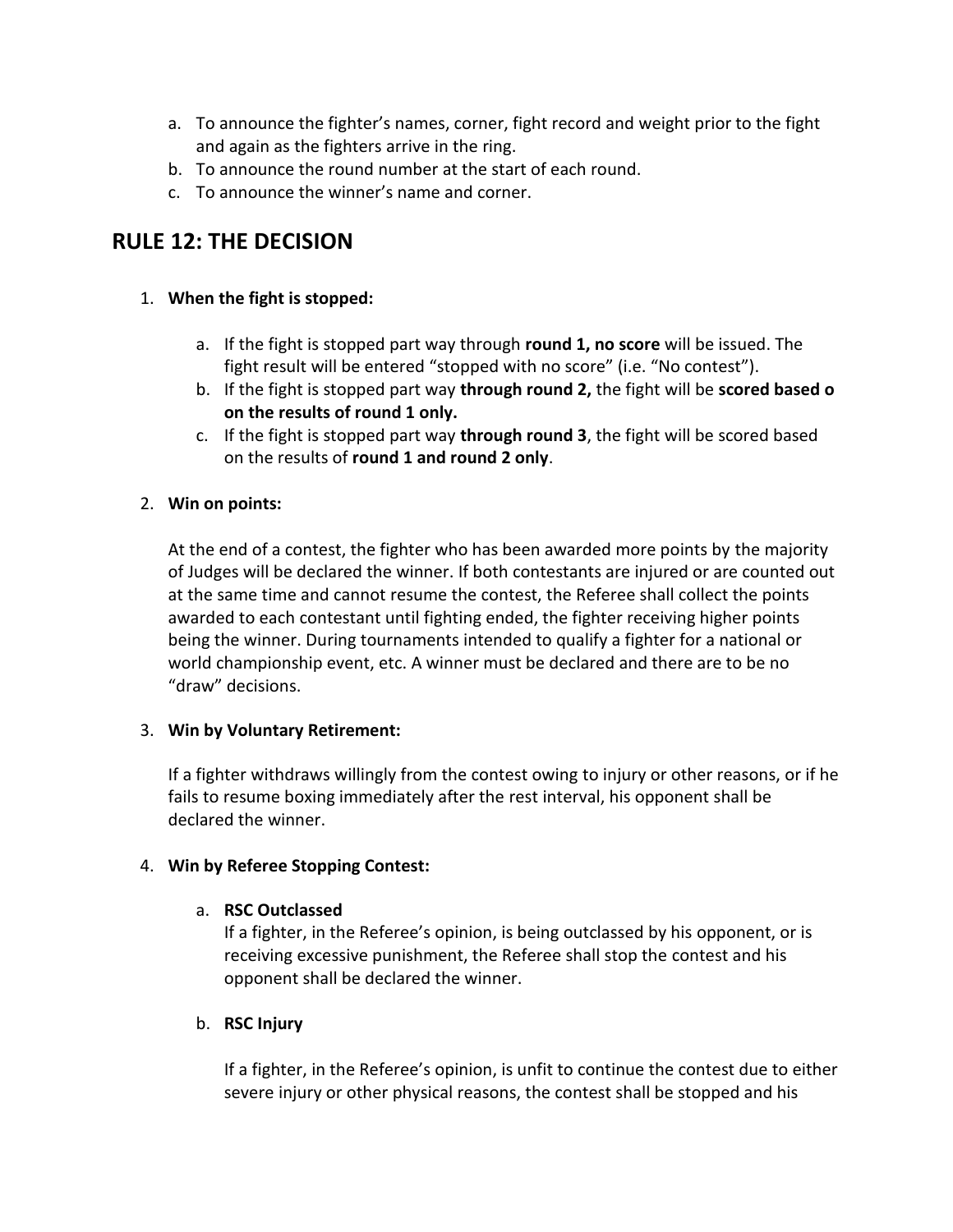a. To announce the fighter's names, corner, fight record and weight prior to the fight and again as the fighters arrive in the ring.
b. To announce the round number at the start of each round.
c. To announce the winner's name and corner.

## RULE 12: THE DECISION

1. **When the fight is stopped:**

   a. If the fight is stopped part way through **round 1, no score** will be issued. The fight result will be entered "stopped with no score" (i.e. "No contest").
   b. If the fight is stopped part way **through round 2,** the fight will be **scored based o on the results of round 1 only.**
   c. If the fight is stopped part way **through round 3**, the fight will be scored based on the results of **round 1 and round 2 only**.

2. **Win on points:**

   At the end of a contest, the fighter who has been awarded more points by the majority of Judges will be declared the winner. If both contestants are injured or are counted out at the same time and cannot resume the contest, the Referee shall collect the points awarded to each contestant until fighting ended, the fighter receiving higher points being the winner. During tournaments intended to qualify a fighter for a national or world championship event, etc. A winner must be declared and there are to be no "draw" decisions.

3. **Win by Voluntary Retirement:**

   If a fighter withdraws willingly from the contest owing to injury or other reasons, or if he fails to resume boxing immediately after the rest interval, his opponent shall be declared the winner.

4. **Win by Referee Stopping Contest:**

   a. **RSC Outclassed**
   If a fighter, in the Referee's opinion, is being outclassed by his opponent, or is receiving excessive punishment, the Referee shall stop the contest and his opponent shall be declared the winner.

   b. **RSC Injury**

   If a fighter, in the Referee's opinion, is unfit to continue the contest due to either severe injury or other physical reasons, the contest shall be stopped and his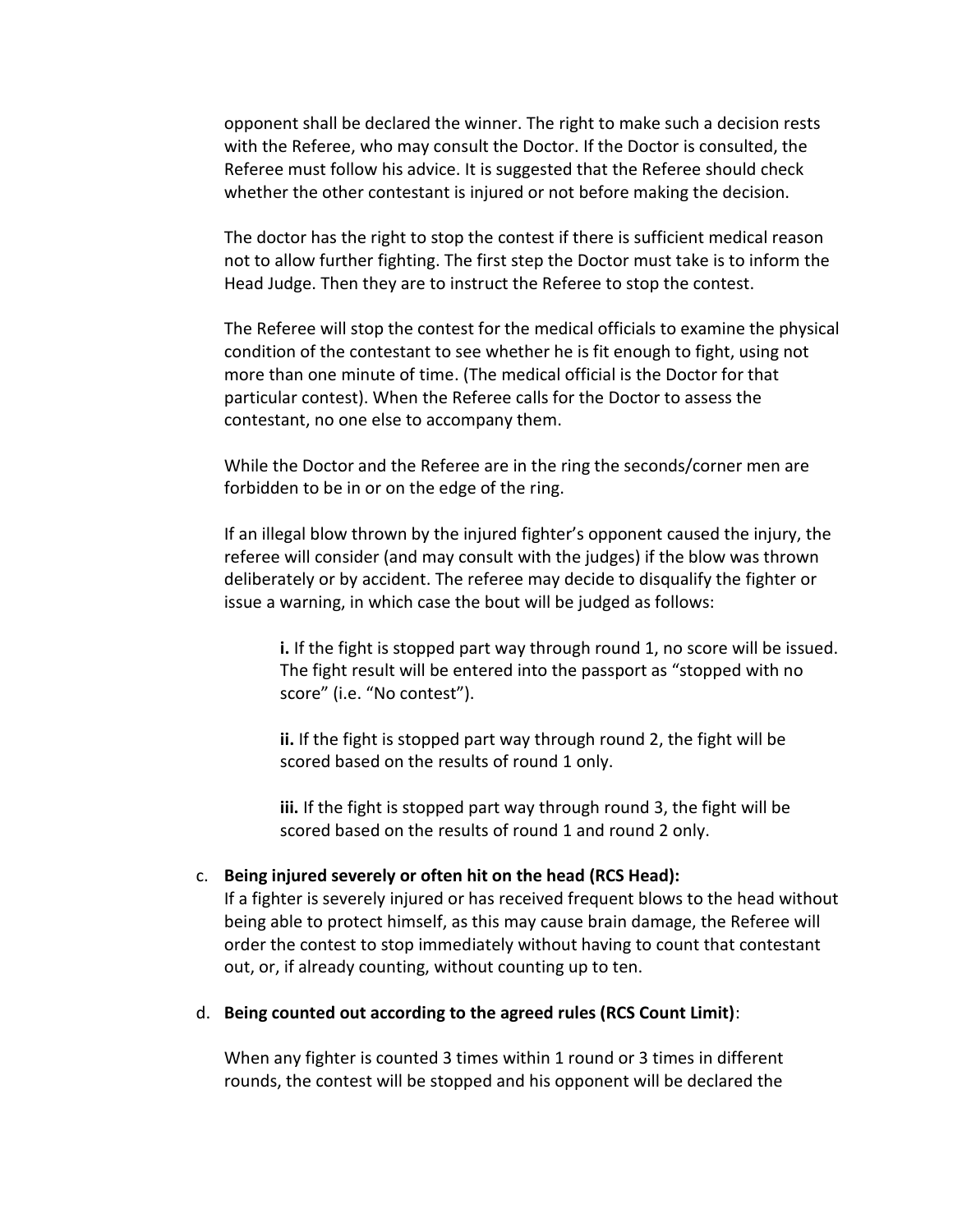opponent shall be declared the winner. The right to make such a decision rests with the Referee, who may consult the Doctor. If the Doctor is consulted, the Referee must follow his advice. It is suggested that the Referee should check whether the other contestant is injured or not before making the decision.

The doctor has the right to stop the contest if there is sufficient medical reason not to allow further fighting. The first step the Doctor must take is to inform the Head Judge. Then they are to instruct the Referee to stop the contest.

The Referee will stop the contest for the medical officials to examine the physical condition of the contestant to see whether he is fit enough to fight, using not more than one minute of time. (The medical official is the Doctor for that particular contest). When the Referee calls for the Doctor to assess the contestant, no one else to accompany them.

While the Doctor and the Referee are in the ring the seconds/corner men are forbidden to be in or on the edge of the ring.

If an illegal blow thrown by the injured fighter's opponent caused the injury, the referee will consider (and may consult with the judges) if the blow was thrown deliberately or by accident. The referee may decide to disqualify the fighter or issue a warning, in which case the bout will be judged as follows:

> **i.** If the fight is stopped part way through round 1, no score will be issued. The fight result will be entered into the passport as "stopped with no score" (i.e. "No contest").
>
> **ii.** If the fight is stopped part way through round 2, the fight will be scored based on the results of round 1 only.
>
> **iii.** If the fight is stopped part way through round 3, the fight will be scored based on the results of round 1 and round 2 only.

c. **Being injured severely or often hit on the head (RCS Head):**
If a fighter is severely injured or has received frequent blows to the head without being able to protect himself, as this may cause brain damage, the Referee will order the contest to stop immediately without having to count that contestant out, or, if already counting, without counting up to ten.

d. **Being counted out according to the agreed rules (RCS Count Limit)**:

When any fighter is counted 3 times within 1 round or 3 times in different rounds, the contest will be stopped and his opponent will be declared the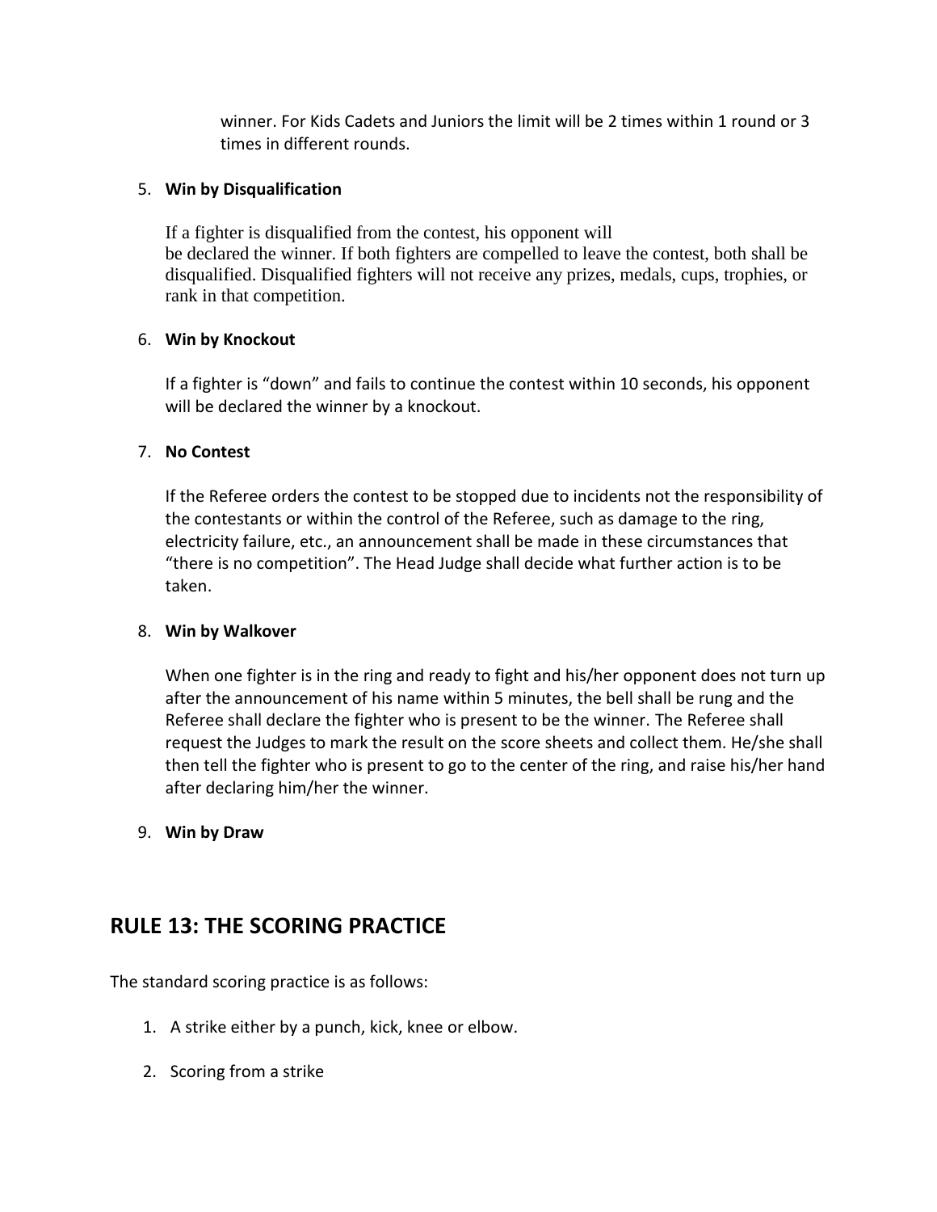winner. For Kids Cadets and Juniors the limit will be 2 times within 1 round or 3 times in different rounds.

5. **Win by Disqualification**

   If a fighter is disqualified from the contest, his opponent will be declared the winner. If both fighters are compelled to leave the contest, both shall be disqualified. Disqualified fighters will not receive any prizes, medals, cups, trophies, or rank in that competition.

6. **Win by Knockout**

   If a fighter is "down" and fails to continue the contest within 10 seconds, his opponent will be declared the winner by a knockout.

7. **No Contest**

   If the Referee orders the contest to be stopped due to incidents not the responsibility of the contestants or within the control of the Referee, such as damage to the ring, electricity failure, etc., an announcement shall be made in these circumstances that "there is no competition". The Head Judge shall decide what further action is to be taken.

8. **Win by Walkover**

   When one fighter is in the ring and ready to fight and his/her opponent does not turn up after the announcement of his name within 5 minutes, the bell shall be rung and the Referee shall declare the fighter who is present to be the winner. The Referee shall request the Judges to mark the result on the score sheets and collect them. He/she shall then tell the fighter who is present to go to the center of the ring, and raise his/her hand after declaring him/her the winner.

9. **Win by Draw**

## RULE 13: THE SCORING PRACTICE

The standard scoring practice is as follows:

1. A strike either by a punch, kick, knee or elbow.
2. Scoring from a strike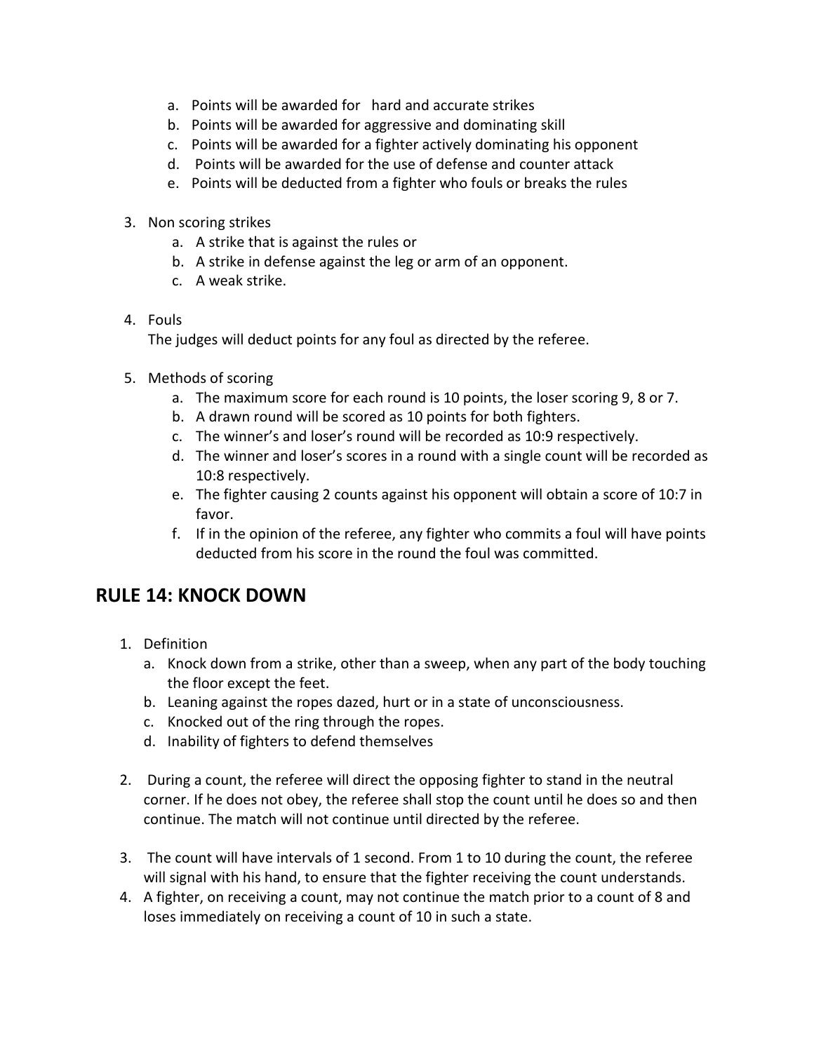a. Points will be awarded for hard and accurate strikes
b. Points will be awarded for aggressive and dominating skill
c. Points will be awarded for a fighter actively dominating his opponent
d. Points will be awarded for the use of defense and counter attack
e. Points will be deducted from a fighter who fouls or breaks the rules

3. Non scoring strikes
   a. A strike that is against the rules or
   b. A strike in defense against the leg or arm of an opponent.
   c. A weak strike.

4. Fouls
   The judges will deduct points for any foul as directed by the referee.

5. Methods of scoring
   a. The maximum score for each round is 10 points, the loser scoring 9, 8 or 7.
   b. A drawn round will be scored as 10 points for both fighters.
   c. The winner's and loser's round will be recorded as 10:9 respectively.
   d. The winner and loser's scores in a round with a single count will be recorded as 10:8 respectively.
   e. The fighter causing 2 counts against his opponent will obtain a score of 10:7 in favor.
   f. If in the opinion of the referee, any fighter who commits a foul will have points deducted from his score in the round the foul was committed.

## RULE 14: KNOCK DOWN

1. Definition
   a. Knock down from a strike, other than a sweep, when any part of the body touching the floor except the feet.
   b. Leaning against the ropes dazed, hurt or in a state of unconsciousness.
   c. Knocked out of the ring through the ropes.
   d. Inability of fighters to defend themselves

2. During a count, the referee will direct the opposing fighter to stand in the neutral corner. If he does not obey, the referee shall stop the count until he does so and then continue. The match will not continue until directed by the referee.

3. The count will have intervals of 1 second. From 1 to 10 during the count, the referee will signal with his hand, to ensure that the fighter receiving the count understands.
4. A fighter, on receiving a count, may not continue the match prior to a count of 8 and loses immediately on receiving a count of 10 in such a state.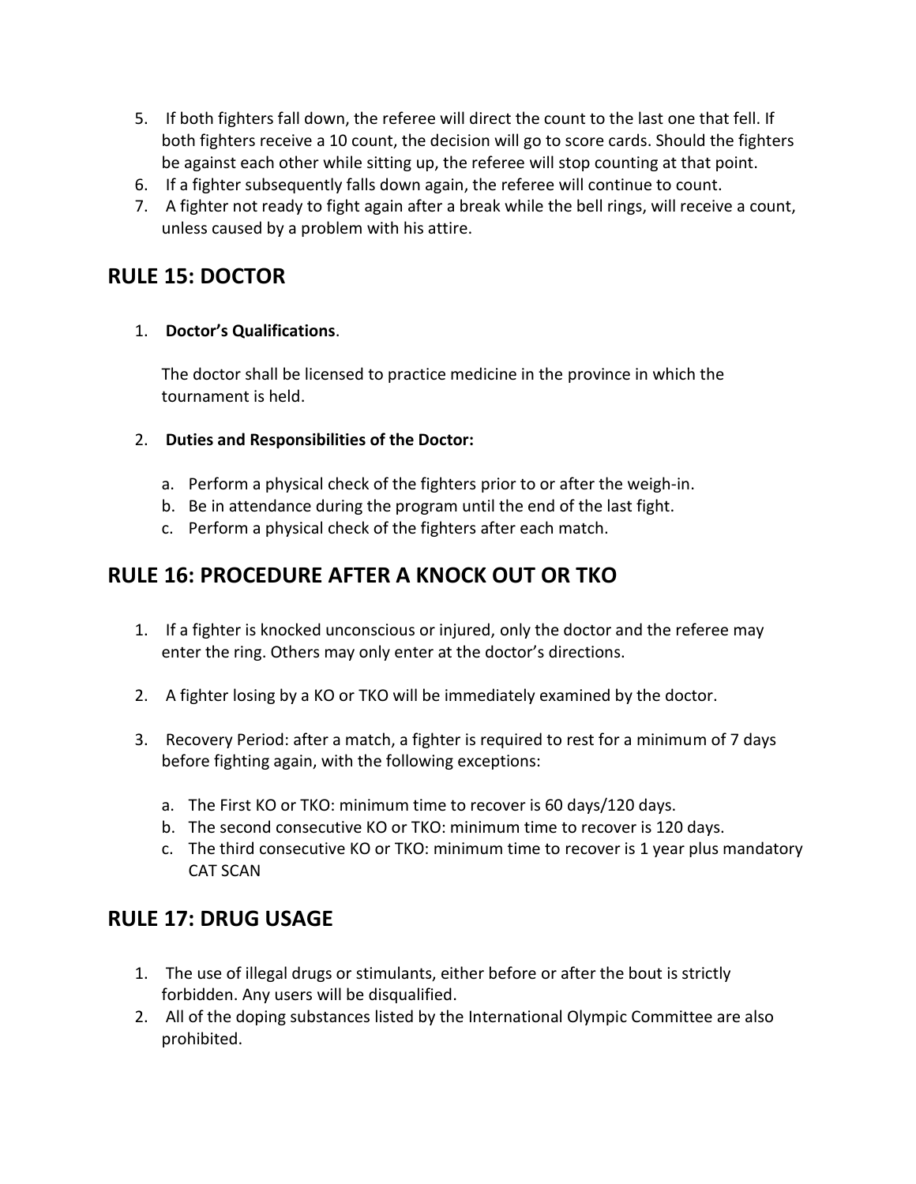5. If both fighters fall down, the referee will direct the count to the last one that fell. If both fighters receive a 10 count, the decision will go to score cards. Should the fighters be against each other while sitting up, the referee will stop counting at that point.
6. If a fighter subsequently falls down again, the referee will continue to count.
7. A fighter not ready to fight again after a break while the bell rings, will receive a count, unless caused by a problem with his attire.

## RULE 15: DOCTOR

1. **Doctor's Qualifications**.

   The doctor shall be licensed to practice medicine in the province in which the tournament is held.

2. **Duties and Responsibilities of the Doctor:**

   a. Perform a physical check of the fighters prior to or after the weigh-in.
   b. Be in attendance during the program until the end of the last fight.
   c. Perform a physical check of the fighters after each match.

## RULE 16: PROCEDURE AFTER A KNOCK OUT OR TKO

1. If a fighter is knocked unconscious or injured, only the doctor and the referee may enter the ring. Others may only enter at the doctor's directions.

2. A fighter losing by a KO or TKO will be immediately examined by the doctor.

3. Recovery Period: after a match, a fighter is required to rest for a minimum of 7 days before fighting again, with the following exceptions:

   a. The First KO or TKO: minimum time to recover is 60 days/120 days.
   b. The second consecutive KO or TKO: minimum time to recover is 120 days.
   c. The third consecutive KO or TKO: minimum time to recover is 1 year plus mandatory CAT SCAN

## RULE 17: DRUG USAGE

1. The use of illegal drugs or stimulants, either before or after the bout is strictly forbidden. Any users will be disqualified.
2. All of the doping substances listed by the International Olympic Committee are also prohibited.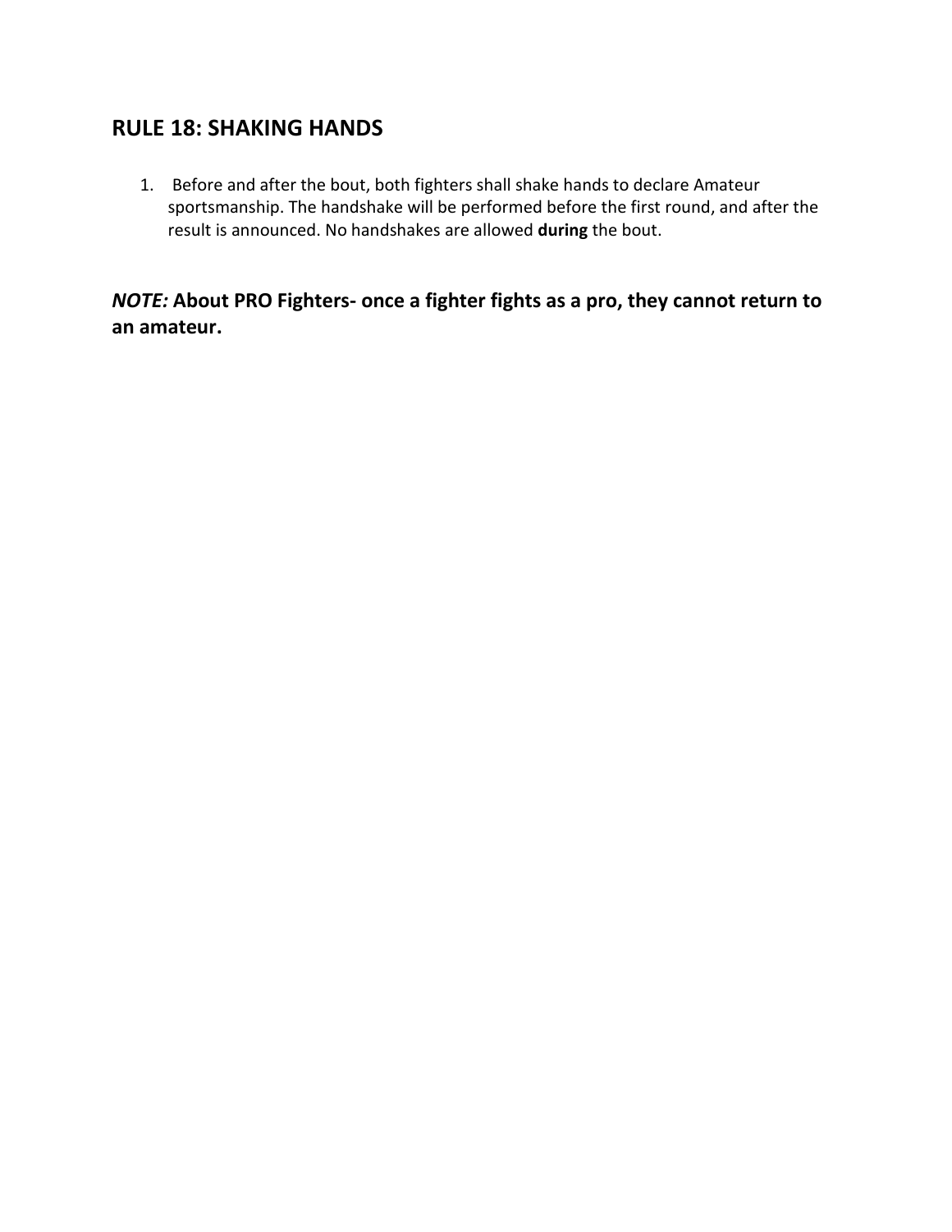## RULE 18: SHAKING HANDS

1. Before and after the bout, both fighters shall shake hands to declare Amateur sportsmanship. The handshake will be performed before the first round, and after the result is announced. No handshakes are allowed **during** the bout.

***NOTE:*** **About PRO Fighters- once a fighter fights as a pro, they cannot return to an amateur.**